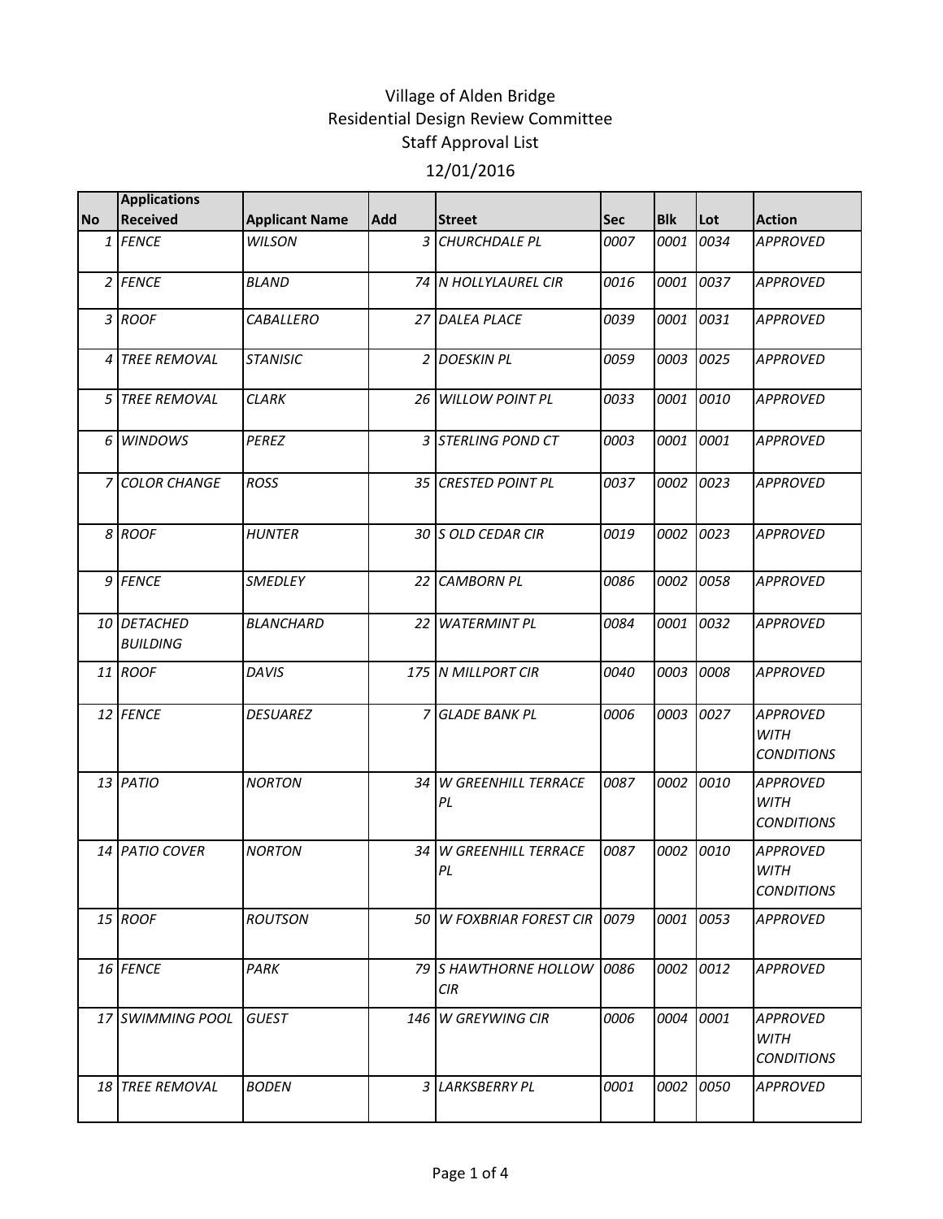# Village of Alden Bridge
## Residential Design Review Committee
### Staff Approval List
### 12/01/2016

| No | Applications Received | Applicant Name | Add | Street | Sec | Blk | Lot | Action |
|---|---|---|---|---|---|---|---|---|
| 1 | FENCE | WILSON | 3 | CHURCHDALE PL | 0007 | 0001 | 0034 | APPROVED |
| 2 | FENCE | BLAND | 74 | N HOLLYLAUREL CIR | 0016 | 0001 | 0037 | APPROVED |
| 3 | ROOF | CABALLERO | 27 | DALEA PLACE | 0039 | 0001 | 0031 | APPROVED |
| 4 | TREE REMOVAL | STANISIC | 2 | DOESKIN PL | 0059 | 0003 | 0025 | APPROVED |
| 5 | TREE REMOVAL | CLARK | 26 | WILLOW POINT PL | 0033 | 0001 | 0010 | APPROVED |
| 6 | WINDOWS | PEREZ | 3 | STERLING POND CT | 0003 | 0001 | 0001 | APPROVED |
| 7 | COLOR CHANGE | ROSS | 35 | CRESTED POINT PL | 0037 | 0002 | 0023 | APPROVED |
| 8 | ROOF | HUNTER | 30 | S OLD CEDAR CIR | 0019 | 0002 | 0023 | APPROVED |
| 9 | FENCE | SMEDLEY | 22 | CAMBORN PL | 0086 | 0002 | 0058 | APPROVED |
| 10 | DETACHED BUILDING | BLANCHARD | 22 | WATERMINT PL | 0084 | 0001 | 0032 | APPROVED |
| 11 | ROOF | DAVIS | 175 | N MILLPORT CIR | 0040 | 0003 | 0008 | APPROVED |
| 12 | FENCE | DESUAREZ | 7 | GLADE BANK PL | 0006 | 0003 | 0027 | APPROVED WITH CONDITIONS |
| 13 | PATIO | NORTON | 34 | W GREENHILL TERRACE PL | 0087 | 0002 | 0010 | APPROVED WITH CONDITIONS |
| 14 | PATIO COVER | NORTON | 34 | W GREENHILL TERRACE PL | 0087 | 0002 | 0010 | APPROVED WITH CONDITIONS |
| 15 | ROOF | ROUTSON | 50 | W FOXBRIAR FOREST CIR | 0079 | 0001 | 0053 | APPROVED |
| 16 | FENCE | PARK | 79 | S HAWTHORNE HOLLOW CIR | 0086 | 0002 | 0012 | APPROVED |
| 17 | SWIMMING POOL | GUEST | 146 | W GREYWING CIR | 0006 | 0004 | 0001 | APPROVED WITH CONDITIONS |
| 18 | TREE REMOVAL | BODEN | 3 | LARKSBERRY PL | 0001 | 0002 | 0050 | APPROVED |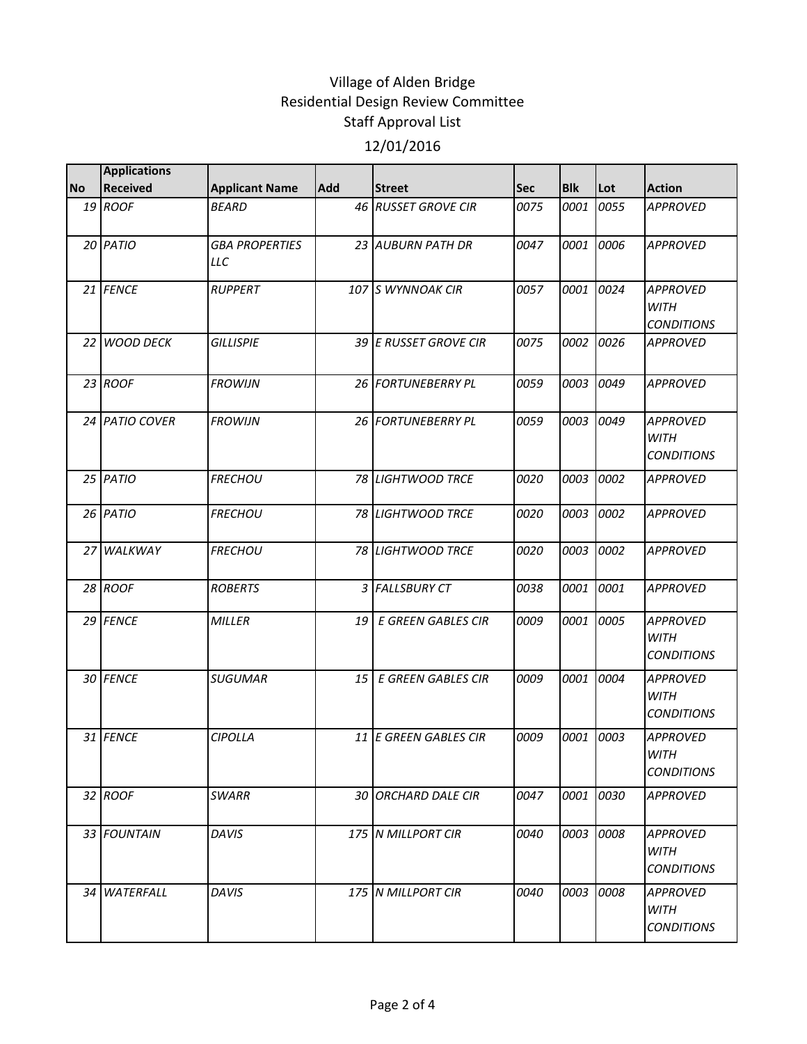Village of Alden Bridge
Residential Design Review Committee
Staff Approval List
12/01/2016

| No | Applications Received | Applicant Name | Add | Street | Sec | Blk | Lot | Action |
|---|---|---|---|---|---|---|---|---|
| 19 | ROOF | BEARD | 46 | RUSSET GROVE CIR | 0075 | 0001 | 0055 | APPROVED |
| 20 | PATIO | GBA PROPERTIES LLC | 23 | AUBURN PATH DR | 0047 | 0001 | 0006 | APPROVED |
| 21 | FENCE | RUPPERT | 107 | S WYNNOAK CIR | 0057 | 0001 | 0024 | APPROVED WITH CONDITIONS |
| 22 | WOOD DECK | GILLISPIE | 39 | E RUSSET GROVE CIR | 0075 | 0002 | 0026 | APPROVED |
| 23 | ROOF | FROWIJN | 26 | FORTUNEBERRY PL | 0059 | 0003 | 0049 | APPROVED |
| 24 | PATIO COVER | FROWIJN | 26 | FORTUNEBERRY PL | 0059 | 0003 | 0049 | APPROVED WITH CONDITIONS |
| 25 | PATIO | FRECHOU | 78 | LIGHTWOOD TRCE | 0020 | 0003 | 0002 | APPROVED |
| 26 | PATIO | FRECHOU | 78 | LIGHTWOOD TRCE | 0020 | 0003 | 0002 | APPROVED |
| 27 | WALKWAY | FRECHOU | 78 | LIGHTWOOD TRCE | 0020 | 0003 | 0002 | APPROVED |
| 28 | ROOF | ROBERTS | 3 | FALLSBURY CT | 0038 | 0001 | 0001 | APPROVED |
| 29 | FENCE | MILLER | 19 | E GREEN GABLES CIR | 0009 | 0001 | 0005 | APPROVED WITH CONDITIONS |
| 30 | FENCE | SUGUMAR | 15 | E GREEN GABLES CIR | 0009 | 0001 | 0004 | APPROVED WITH CONDITIONS |
| 31 | FENCE | CIPOLLA | 11 | E GREEN GABLES CIR | 0009 | 0001 | 0003 | APPROVED WITH CONDITIONS |
| 32 | ROOF | SWARR | 30 | ORCHARD DALE CIR | 0047 | 0001 | 0030 | APPROVED |
| 33 | FOUNTAIN | DAVIS | 175 | N MILLPORT CIR | 0040 | 0003 | 0008 | APPROVED WITH CONDITIONS |
| 34 | WATERFALL | DAVIS | 175 | N MILLPORT CIR | 0040 | 0003 | 0008 | APPROVED WITH CONDITIONS |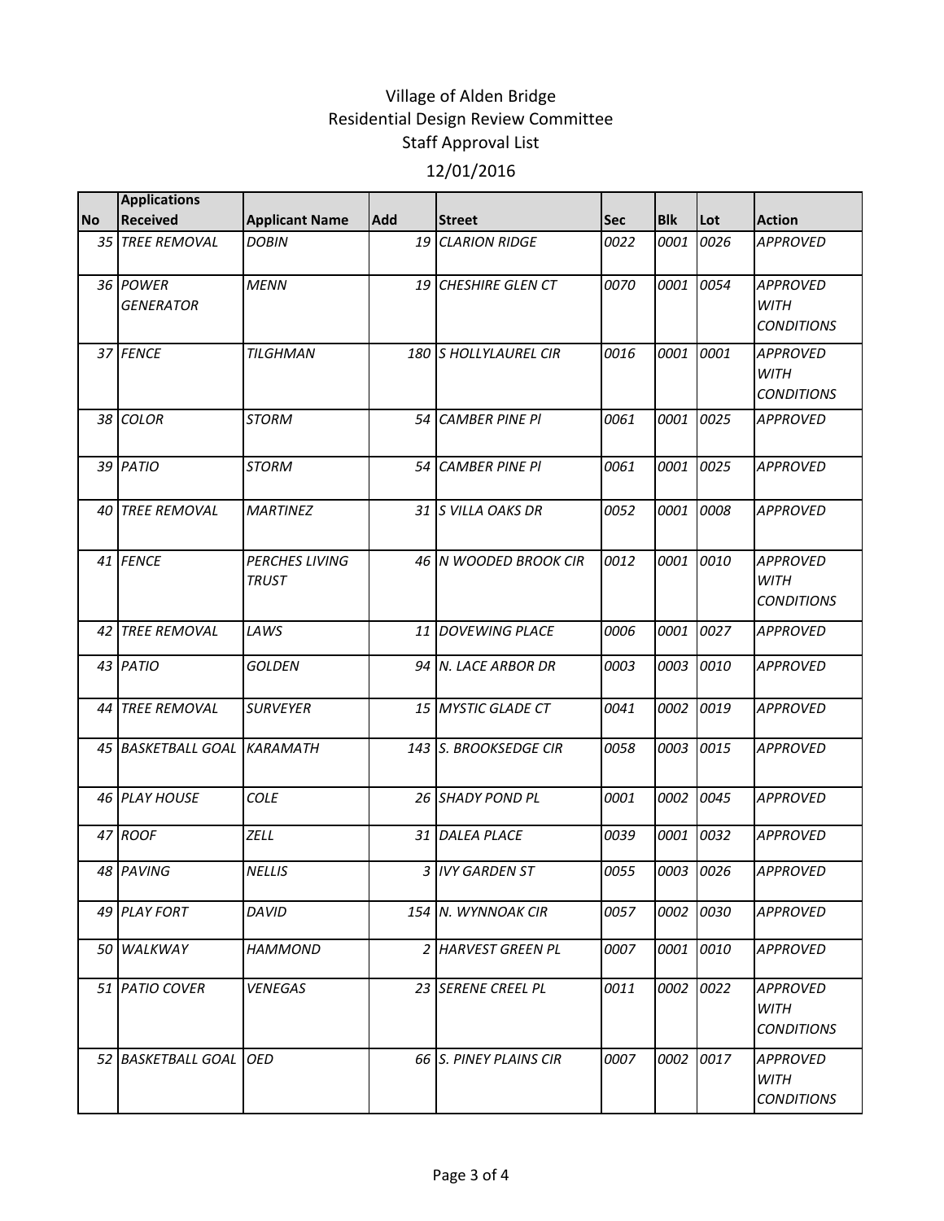# Village of Alden Bridge
## Residential Design Review Committee
## Staff Approval List
## 12/01/2016

| No | Applications Received | Applicant Name | Add | Street | Sec | Blk | Lot | Action |
|---|---|---|---|---|---|---|---|---|
| 35 | TREE REMOVAL | DOBIN | 19 | CLARION RIDGE | 0022 | 0001 | 0026 | APPROVED |
| 36 | POWER GENERATOR | MENN | 19 | CHESHIRE GLEN CT | 0070 | 0001 | 0054 | APPROVED WITH CONDITIONS |
| 37 | FENCE | TILGHMAN | 180 | S HOLLYLAUREL CIR | 0016 | 0001 | 0001 | APPROVED WITH CONDITIONS |
| 38 | COLOR | STORM | 54 | CAMBER PINE Pl | 0061 | 0001 | 0025 | APPROVED |
| 39 | PATIO | STORM | 54 | CAMBER PINE Pl | 0061 | 0001 | 0025 | APPROVED |
| 40 | TREE REMOVAL | MARTINEZ | 31 | S VILLA OAKS DR | 0052 | 0001 | 0008 | APPROVED |
| 41 | FENCE | PERCHES LIVING TRUST | 46 | N WOODED BROOK CIR | 0012 | 0001 | 0010 | APPROVED WITH CONDITIONS |
| 42 | TREE REMOVAL | LAWS | 11 | DOVEWING PLACE | 0006 | 0001 | 0027 | APPROVED |
| 43 | PATIO | GOLDEN | 94 | N. LACE ARBOR DR | 0003 | 0003 | 0010 | APPROVED |
| 44 | TREE REMOVAL | SURVEYER | 15 | MYSTIC GLADE CT | 0041 | 0002 | 0019 | APPROVED |
| 45 | BASKETBALL GOAL | KARAMATH | 143 | S. BROOKSEDGE CIR | 0058 | 0003 | 0015 | APPROVED |
| 46 | PLAY HOUSE | COLE | 26 | SHADY POND PL | 0001 | 0002 | 0045 | APPROVED |
| 47 | ROOF | ZELL | 31 | DALEA PLACE | 0039 | 0001 | 0032 | APPROVED |
| 48 | PAVING | NELLIS | 3 | IVY GARDEN ST | 0055 | 0003 | 0026 | APPROVED |
| 49 | PLAY FORT | DAVID | 154 | N. WYNNOAK CIR | 0057 | 0002 | 0030 | APPROVED |
| 50 | WALKWAY | HAMMOND | 2 | HARVEST GREEN PL | 0007 | 0001 | 0010 | APPROVED |
| 51 | PATIO COVER | VENEGAS | 23 | SERENE CREEL PL | 0011 | 0002 | 0022 | APPROVED WITH CONDITIONS |
| 52 | BASKETBALL GOAL | OED | 66 | S. PINEY PLAINS CIR | 0007 | 0002 | 0017 | APPROVED WITH CONDITIONS |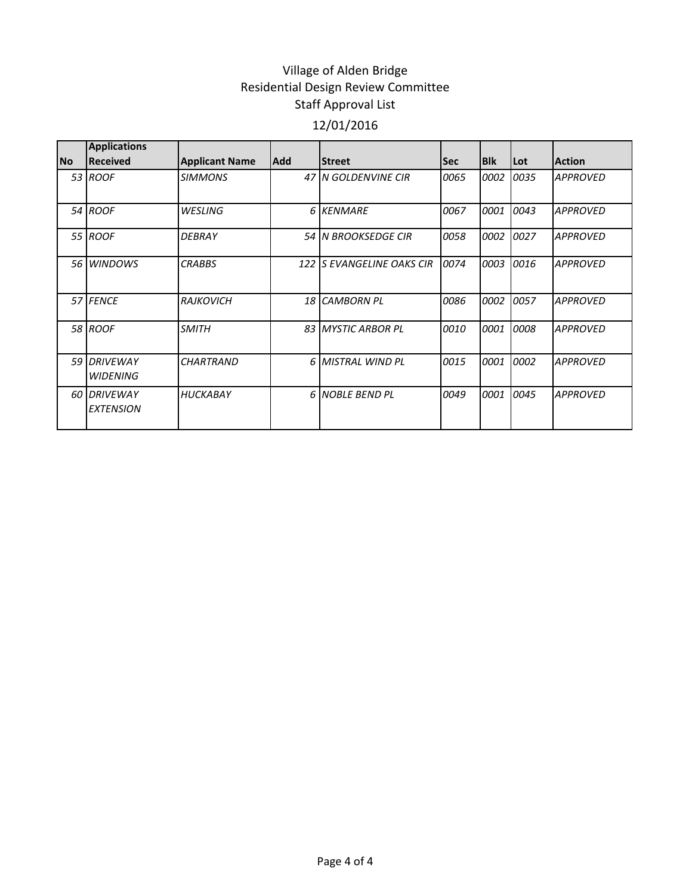# Village of Alden Bridge
## Residential Design Review Committee
## Staff Approval List
## 12/01/2016

| No | Applications Received | Applicant Name | Add | Street | Sec | Blk | Lot | Action |
|---|---|---|---|---|---|---|---|---|
| *53* | *ROOF* | *SIMMONS* | *47* | *N GOLDENVINE CIR* | *0065* | *0002* | *0035* | *APPROVED* |
| *54* | *ROOF* | *WESLING* | *6* | *KENMARE* | *0067* | *0001* | *0043* | *APPROVED* |
| *55* | *ROOF* | *DEBRAY* | *54* | *N BROOKSEDGE CIR* | *0058* | *0002* | *0027* | *APPROVED* |
| *56* | *WINDOWS* | *CRABBS* | *122* | *S EVANGELINE OAKS CIR* | *0074* | *0003* | *0016* | *APPROVED* |
| *57* | *FENCE* | *RAJKOVICH* | *18* | *CAMBORN PL* | *0086* | *0002* | *0057* | *APPROVED* |
| *58* | *ROOF* | *SMITH* | *83* | *MYSTIC ARBOR PL* | *0010* | *0001* | *0008* | *APPROVED* |
| *59* | *DRIVEWAY WIDENING* | *CHARTRAND* | *6* | *MISTRAL WIND PL* | *0015* | *0001* | *0002* | *APPROVED* |
| *60* | *DRIVEWAY EXTENSION* | *HUCKABAY* | *6* | *NOBLE BEND PL* | *0049* | *0001* | *0045* | *APPROVED* |